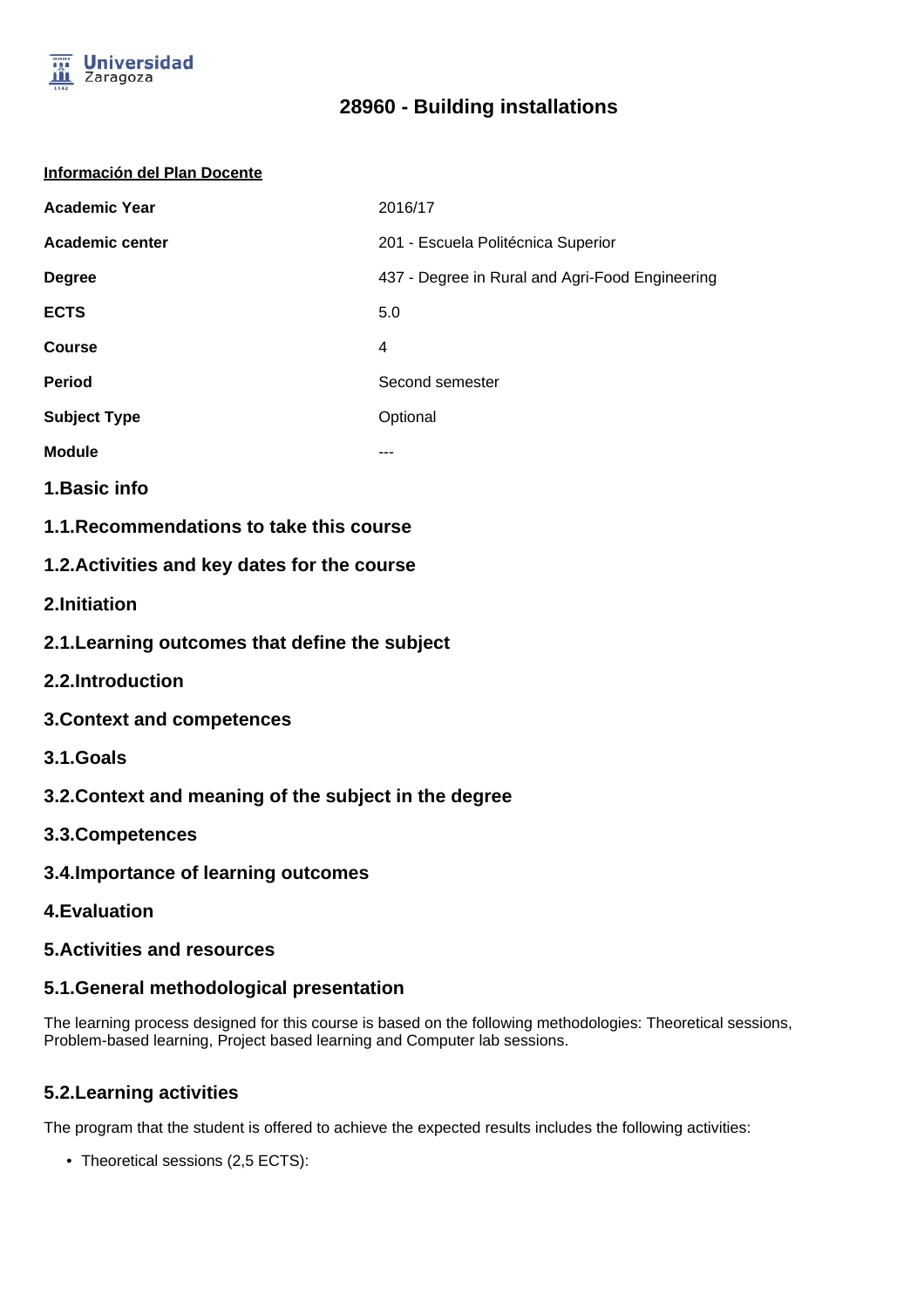# 28960 - Building installations

**Información del Plan Docente**

| | |
|---|---|
| **Academic Year** | 2016/17 |
| **Academic center** | 201 - Escuela Politécnica Superior |
| **Degree** | 437 - Degree in Rural and Agri-Food Engineering |
| **ECTS** | 5.0 |
| **Course** | 4 |
| **Period** | Second semester |
| **Subject Type** | Optional |
| **Module** | --- |

## 1.Basic info

### 1.1.Recommendations to take this course

### 1.2.Activities and key dates for the course

## 2.Initiation

### 2.1.Learning outcomes that define the subject

### 2.2.Introduction

## 3.Context and competences

### 3.1.Goals

### 3.2.Context and meaning of the subject in the degree

### 3.3.Competences

### 3.4.Importance of learning outcomes

## 4.Evaluation

## 5.Activities and resources

### 5.1.General methodological presentation

The learning process designed for this course is based on the following methodologies: Theoretical sessions, Problem-based learning, Project based learning and Computer lab sessions.

### 5.2.Learning activities

The program that the student is offered to achieve the expected results includes the following activities:

- Theoretical sessions (2,5 ECTS):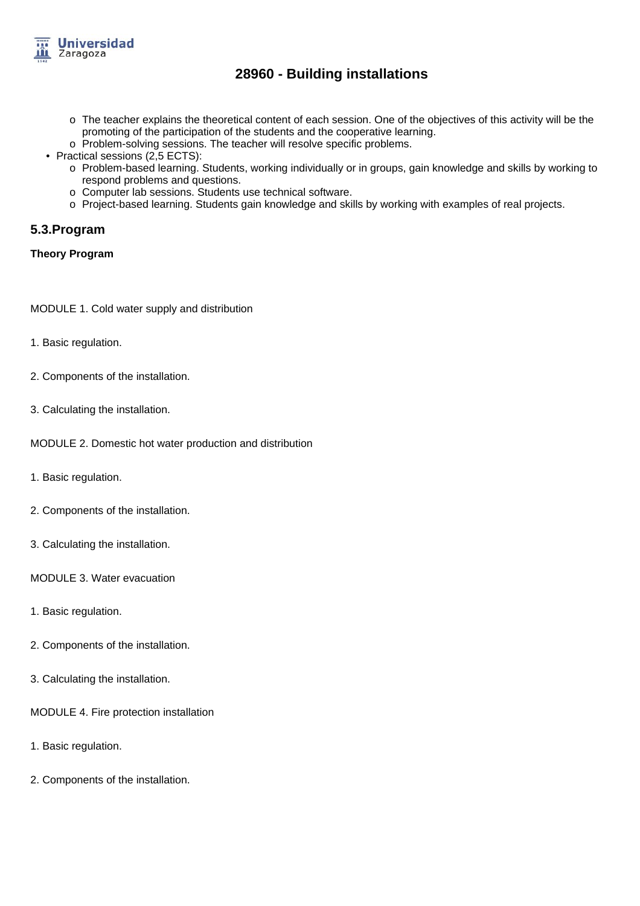- The teacher explains the theoretical content of each session. One of the objectives of this activity will be the promoting of the participation of the students and the cooperative learning.
- Problem-solving sessions. The teacher will resolve specific problems.

- Practical sessions (2,5 ECTS):
  - Problem-based learning. Students, working individually or in groups, gain knowledge and skills by working to respond problems and questions.
  - Computer lab sessions. Students use technical software.
  - Project-based learning. Students gain knowledge and skills by working with examples of real projects.

## 5.3.Program

**Theory Program**

MODULE 1. Cold water supply and distribution

1. Basic regulation.

2. Components of the installation.

3. Calculating the installation.

MODULE 2. Domestic hot water production and distribution

1. Basic regulation.

2. Components of the installation.

3. Calculating the installation.

MODULE 3. Water evacuation

1. Basic regulation.

2. Components of the installation.

3. Calculating the installation.

MODULE 4. Fire protection installation

1. Basic regulation.

2. Components of the installation.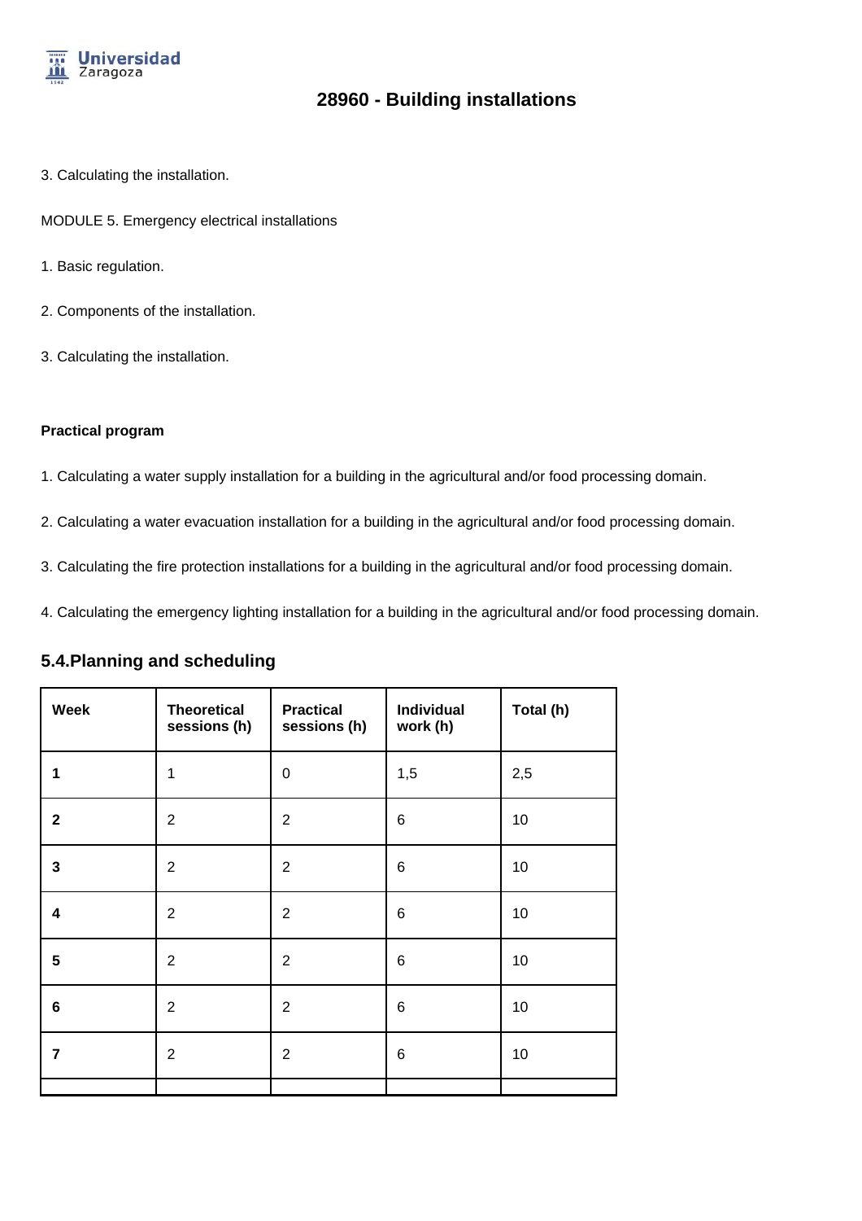3. Calculating the installation.

MODULE 5. Emergency electrical installations

1. Basic regulation.

2. Components of the installation.

3. Calculating the installation.

**Practical program**

1. Calculating a water supply installation for a building in the agricultural and/or food processing domain.

2. Calculating a water evacuation installation for a building in the agricultural and/or food processing domain.

3. Calculating the fire protection installations for a building in the agricultural and/or food processing domain.

4. Calculating the emergency lighting installation for a building in the agricultural and/or food processing domain.

## 5.4.Planning and scheduling

| Week | Theoretical sessions (h) | Practical sessions (h) | Individual work (h) | Total (h) |
|---|---|---|---|---|
| **1** | 1 | 0 | 1,5 | 2,5 |
| **2** | 2 | 2 | 6 | 10 |
| **3** | 2 | 2 | 6 | 10 |
| **4** | 2 | 2 | 6 | 10 |
| **5** | 2 | 2 | 6 | 10 |
| **6** | 2 | 2 | 6 | 10 |
| **7** | 2 | 2 | 6 | 10 |
| | | | | |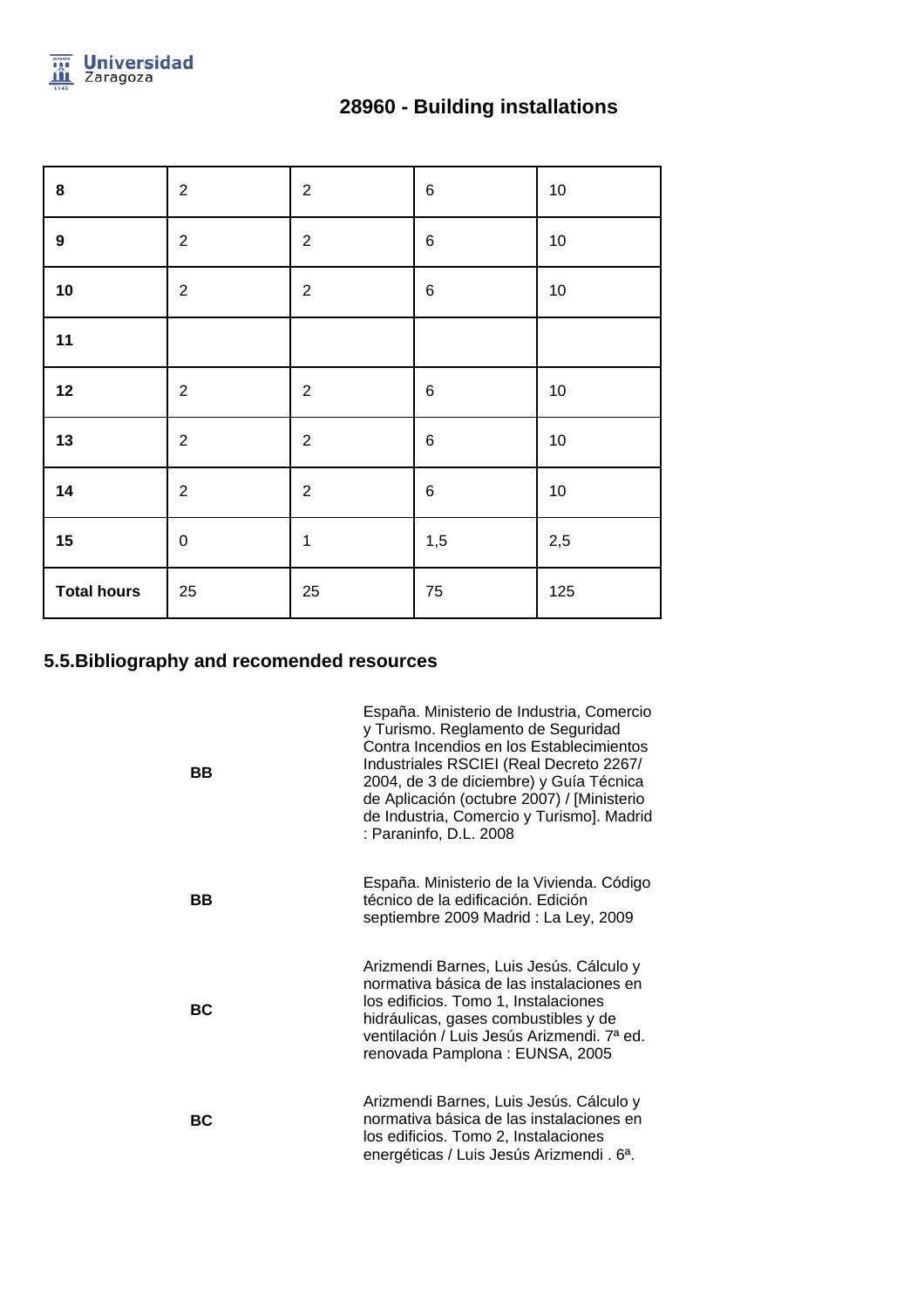| 8 | 2 | 2 | 6 | 10 |
|---|---|---|---|---|
| 9 | 2 | 2 | 6 | 10 |
| 10 | 2 | 2 | 6 | 10 |
| 11 | | | | |
| 12 | 2 | 2 | 6 | 10 |
| 13 | 2 | 2 | 6 | 10 |
| 14 | 2 | 2 | 6 | 10 |
| 15 | 0 | 1 | 1,5 | 2,5 |
| **Total hours** | 25 | 25 | 75 | 125 |

## 5.5.Bibliography and recomended resources

| | |
|---|---|
| **BB** | España. Ministerio de Industria, Comercio y Turismo. Reglamento de Seguridad Contra Incendios en los Establecimientos Industriales RSCIEI (Real Decreto 2267/ 2004, de 3 de diciembre) y Guía Técnica de Aplicación (octubre 2007) / [Ministerio de Industria, Comercio y Turismo]. Madrid : Paraninfo, D.L. 2008 |
| **BB** | España. Ministerio de la Vivienda. Código técnico de la edificación. Edición septiembre 2009 Madrid : La Ley, 2009 |
| **BC** | Arizmendi Barnes, Luis Jesús. Cálculo y normativa básica de las instalaciones en los edificios. Tomo 1, Instalaciones hidráulicas, gases combustibles y de ventilación / Luis Jesús Arizmendi. 7ª ed. renovada Pamplona : EUNSA, 2005 |
| **BC** | Arizmendi Barnes, Luis Jesús. Cálculo y normativa básica de las instalaciones en los edificios. Tomo 2, Instalaciones energéticas / Luis Jesús Arizmendi . 6ª. |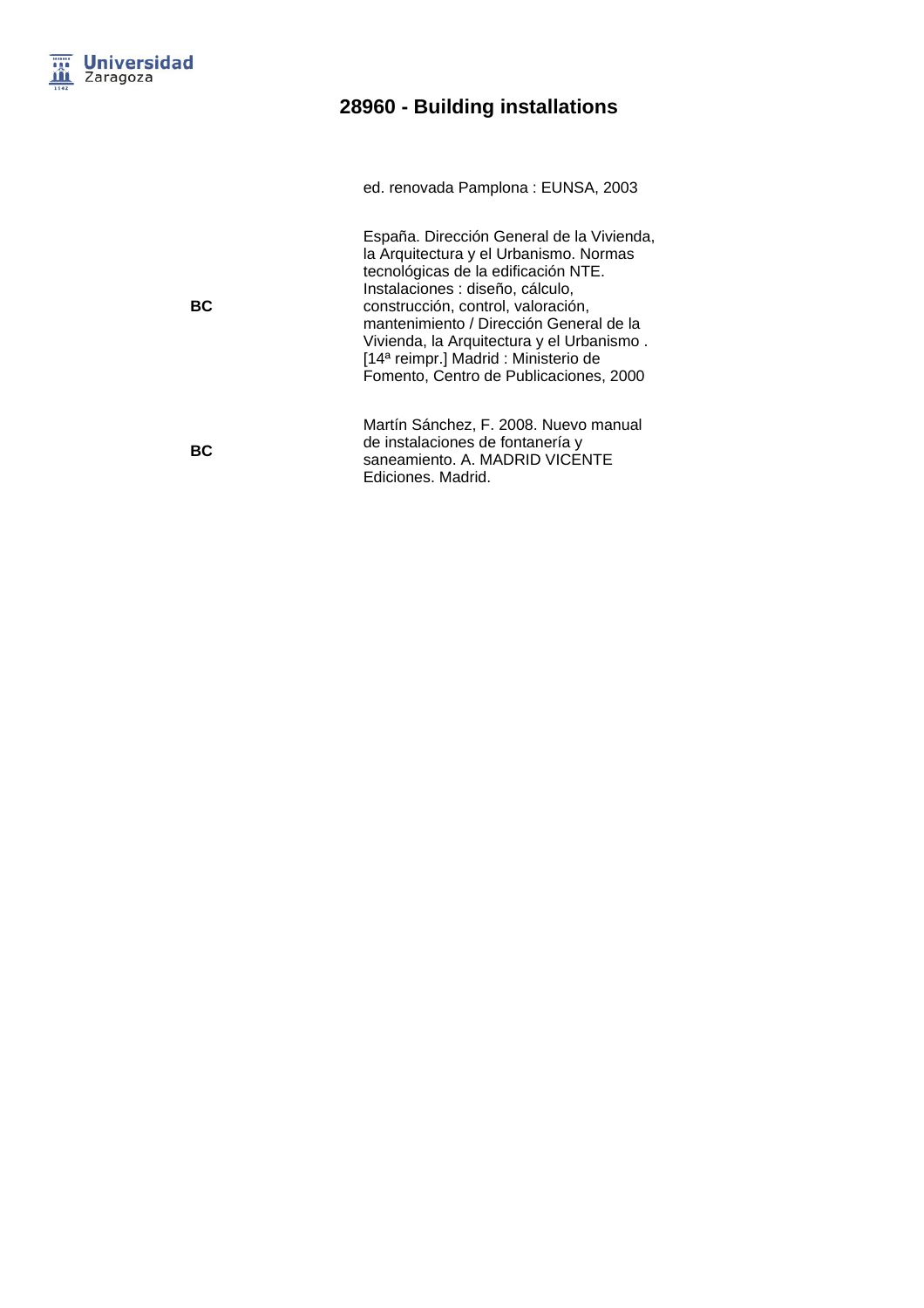# 28960 - Building installations

| | |
|---|---|
| | ed. renovada Pamplona : EUNSA, 2003 |
| **BC** | España. Dirección General de la Vivienda, la Arquitectura y el Urbanismo. Normas tecnológicas de la edificación NTE. Instalaciones : diseño, cálculo, construcción, control, valoración, mantenimiento / Dirección General de la Vivienda, la Arquitectura y el Urbanismo . [14ª reimpr.] Madrid : Ministerio de Fomento, Centro de Publicaciones, 2000 |
| **BC** | Martín Sánchez, F. 2008. Nuevo manual de instalaciones de fontanería y saneamiento. A. MADRID VICENTE Ediciones. Madrid. |